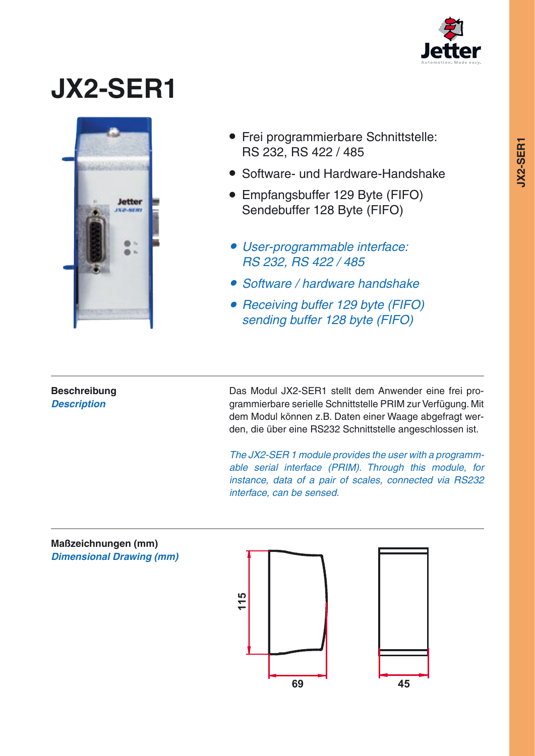# JX2-SER1

- Frei programmierbare Schnittstelle: RS 232, RS 422 / 485
- Software- und Hardware-Handshake
- Empfangsbuffer 129 Byte (FIFO) Sendebuffer 128 Byte (FIFO)

- *User-programmable interface: RS 232, RS 422 / 485*
- *Software / hardware handshake*
- *Receiving buffer 129 byte (FIFO) sending buffer 128 byte (FIFO)*

**Beschreibung**
***Description***

Das Modul JX2-SER1 stellt dem Anwender eine frei programmierbare serielle Schnittstelle PRIM zur Verfügung. Mit dem Modul können z.B. Daten einer Waage abgefragt werden, die über eine RS232 Schnittstelle angeschlossen ist.

*The JX2-SER 1 module provides the user with a programmable serial interface (PRIM). Through this module, for instance, data of a pair of scales, connected via RS232 interface, can be sensed.*

**Maßzeichnungen (mm)**
***Dimensional Drawing (mm)***

115

69

45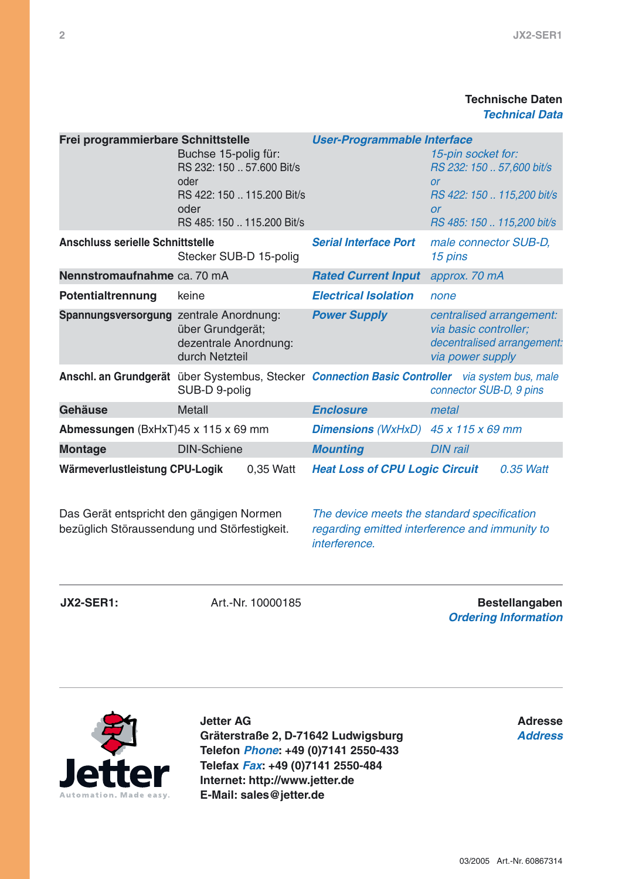## Technische Daten
## *Technical Data*

| | | | |
|---|---|---|---|
| **Frei programmierbare Schnittstelle** | Buchse 15-polig für:<br>RS 232: 150 .. 57.600 Bit/s<br>oder<br>RS 422: 150 .. 115.200 Bit/s<br>oder<br>RS 485: 150 .. 115.200 Bit/s | ***User-Programmable Interface*** | *15-pin socket for:*<br>*RS 232: 150 .. 57,600 bit/s*<br>*or*<br>*RS 422: 150 .. 115,200 bit/s*<br>*or*<br>*RS 485: 150 .. 115,200 bit/s* |
| **Anschluss serielle Schnittstelle** | Stecker SUB-D 15-polig | ***Serial Interface Port*** | *male connector SUB-D, 15 pins* |
| **Nennstromaufnahme** | ca. 70 mA | ***Rated Current Input*** | *approx. 70 mA* |
| **Potentialtrennung** | keine | ***Electrical Isolation*** | *none* |
| **Spannungsversorgung** | zentrale Anordnung:<br>über Grundgerät;<br>dezentrale Anordnung:<br>durch Netzteil | ***Power Supply*** | *centralised arrangement:*<br>*via basic controller;*<br>*decentralised arrangement:*<br>*via power supply* |
| **Anschl. an Grundgerät** | über Systembus, Stecker SUB-D 9-polig | ***Connection Basic Controller*** | *via system bus, male connector SUB-D, 9 pins* |
| **Gehäuse** | Metall | ***Enclosure*** | *metal* |
| **Abmessungen** (BxHxT) | 45 x 115 x 69 mm | ***Dimensions*** *(WxHxD)* | *45 x 115 x 69 mm* |
| **Montage** | DIN-Schiene | ***Mounting*** | *DIN rail* |
| **Wärmeverlustleistung CPU-Logik** | 0,35 Watt | ***Heat Loss of CPU Logic Circuit*** | *0.35 Watt* |

Das Gerät entspricht den gängigen Normen bezüglich Störaussendung und Störfestigkeit.

*The device meets the standard specification regarding emitted interference and immunity to interference.*

## Bestellangaben
## *Ordering Information*

**JX2-SER1:** Art.-Nr. 10000185

## Adresse
## *Address*

Jetter

Automation. Made easy.

**Jetter AG**
**Gräterstraße 2, D-71642 Ludwigsburg**
**Telefon *Phone*: +49 (0)7141 2550-433**
**Telefax *Fax*: +49 (0)7141 2550-484**
**Internet: http://www.jetter.de**
**E-Mail: sales@jetter.de**

03/2005 Art.-Nr. 60867314